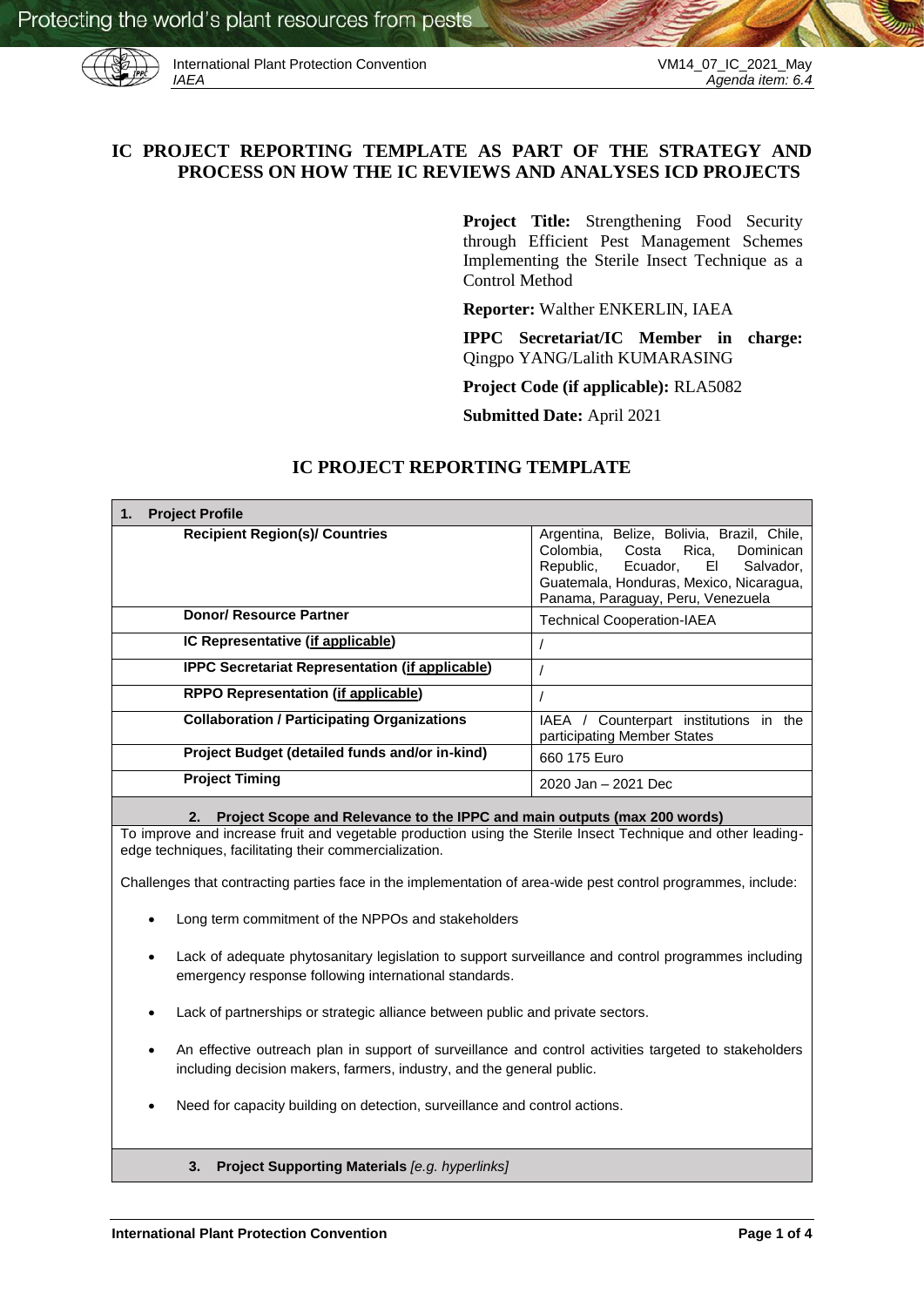# IC PROJECT REPORTING TEMPLATE AS PART OF THE STRATEGY AND PROCESS ON HOW THE IC REVIEWS AND ANALYSES ICD PROJECTS

**Project Title:** Strengthening Food Security through Efficient Pest Management Schemes Implementing the Sterile Insect Technique as a Control Method

**Reporter:** Walther ENKERLIN, IAEA

**IPPC Secretariat/IC Member in charge:** Qingpo YANG/Lalith KUMARASING

**Project Code (if applicable):** RLA5082

**Submitted Date:** April 2021

## IC PROJECT REPORTING TEMPLATE

| **1. Project Profile** | |
|---|---|
| **Recipient Region(s)/ Countries** | Argentina, Belize, Bolivia, Brazil, Chile, Colombia, Costa Rica, Dominican Republic, Ecuador, El Salvador, Guatemala, Honduras, Mexico, Nicaragua, Panama, Paraguay, Peru, Venezuela |
| **Donor/ Resource Partner** | Technical Cooperation-IAEA |
| **IC Representative (if applicable)** | / |
| **IPPC Secretariat Representation (if applicable)** | / |
| **RPPO Representation (if applicable)** | / |
| **Collaboration / Participating Organizations** | IAEA / Counterpart institutions in the participating Member States |
| **Project Budget (detailed funds and/or in-kind)** | 660 175 Euro |
| **Project Timing** | 2020 Jan – 2021 Dec |

**2. Project Scope and Relevance to the IPPC and main outputs (max 200 words)**

To improve and increase fruit and vegetable production using the Sterile Insect Technique and other leading-edge techniques, facilitating their commercialization.

Challenges that contracting parties face in the implementation of area-wide pest control programmes, include:

- Long term commitment of the NPPOs and stakeholders
- Lack of adequate phytosanitary legislation to support surveillance and control programmes including emergency response following international standards.
- Lack of partnerships or strategic alliance between public and private sectors.
- An effective outreach plan in support of surveillance and control activities targeted to stakeholders including decision makers, farmers, industry, and the general public.
- Need for capacity building on detection, surveillance and control actions.

**3. Project Supporting Materials** *[e.g. hyperlinks]*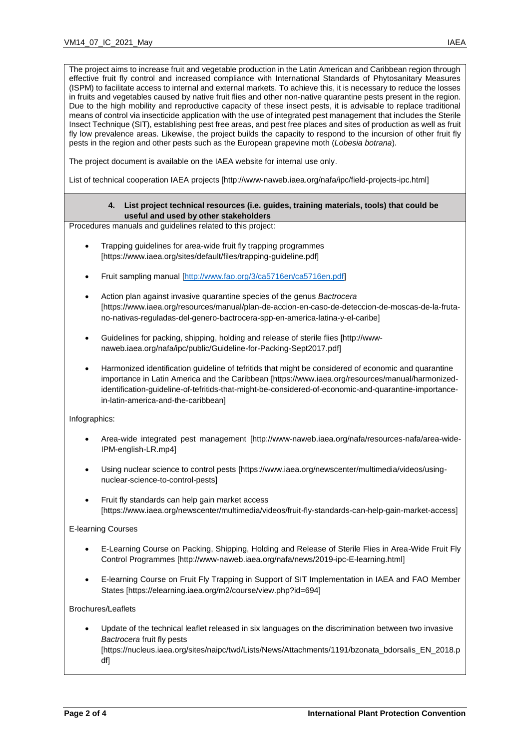The project aims to increase fruit and vegetable production in the Latin American and Caribbean region through effective fruit fly control and increased compliance with International Standards of Phytosanitary Measures (ISPM) to facilitate access to internal and external markets. To achieve this, it is necessary to reduce the losses in fruits and vegetables caused by native fruit flies and other non-native quarantine pests present in the region. Due to the high mobility and reproductive capacity of these insect pests, it is advisable to replace traditional means of control via insecticide application with the use of integrated pest management that includes the Sterile Insect Technique (SIT), establishing pest free areas, and pest free places and sites of production as well as fruit fly low prevalence areas. Likewise, the project builds the capacity to respond to the incursion of other fruit fly pests in the region and other pests such as the European grapevine moth (*Lobesia botrana*).

The project document is available on the IAEA website for internal use only.

List of technical cooperation IAEA projects [http://www-naweb.iaea.org/nafa/ipc/field-projects-ipc.html]

**4. List project technical resources (i.e. guides, training materials, tools) that could be useful and used by other stakeholders**

Procedures manuals and guidelines related to this project:

- Trapping guidelines for area-wide fruit fly trapping programmes [https://www.iaea.org/sites/default/files/trapping-guideline.pdf]
- Fruit sampling manual [http://www.fao.org/3/ca5716en/ca5716en.pdf]
- Action plan against invasive quarantine species of the genus *Bactrocera* [https://www.iaea.org/resources/manual/plan-de-accion-en-caso-de-deteccion-de-moscas-de-la-fruta-no-nativas-reguladas-del-genero-bactrocera-spp-en-america-latina-y-el-caribe]
- Guidelines for packing, shipping, holding and release of sterile flies [http://www-naweb.iaea.org/nafa/ipc/public/Guideline-for-Packing-Sept2017.pdf]
- Harmonized identification guideline of tefritids that might be considered of economic and quarantine importance in Latin America and the Caribbean [https://www.iaea.org/resources/manual/harmonized-identification-guideline-of-tefritids-that-might-be-considered-of-economic-and-quarantine-importance-in-latin-america-and-the-caribbean]

Infographics:

- Area-wide integrated pest management [http://www-naweb.iaea.org/nafa/resources-nafa/area-wide-IPM-english-LR.mp4]
- Using nuclear science to control pests [https://www.iaea.org/newscenter/multimedia/videos/using-nuclear-science-to-control-pests]
- Fruit fly standards can help gain market access [https://www.iaea.org/newscenter/multimedia/videos/fruit-fly-standards-can-help-gain-market-access]

E-learning Courses

- E-Learning Course on Packing, Shipping, Holding and Release of Sterile Flies in Area-Wide Fruit Fly Control Programmes [http://www-naweb.iaea.org/nafa/news/2019-ipc-E-learning.html]
- E-learning Course on Fruit Fly Trapping in Support of SIT Implementation in IAEA and FAO Member States [https://elearning.iaea.org/m2/course/view.php?id=694]

Brochures/Leaflets

- Update of the technical leaflet released in six languages on the discrimination between two invasive *Bactrocera* fruit fly pests [https://nucleus.iaea.org/sites/naipc/twd/Lists/News/Attachments/1191/bzonata_bdorsalis_EN_2018.pdf]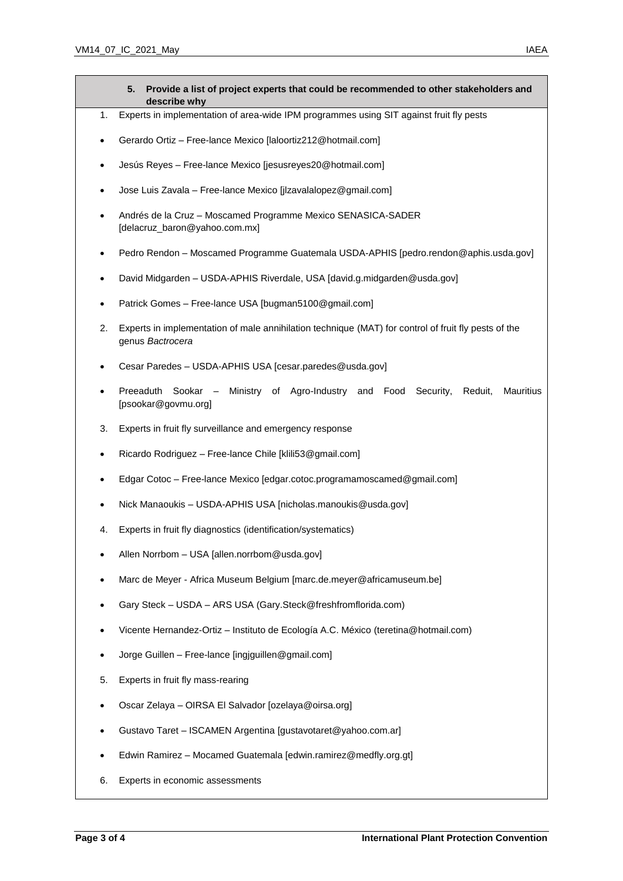**5. Provide a list of project experts that could be recommended to other stakeholders and describe why**

1. Experts in implementation of area-wide IPM programmes using SIT against fruit fly pests

- Gerardo Ortiz – Free-lance Mexico [laloortiz212@hotmail.com]
- Jesús Reyes – Free-lance Mexico [jesusreyes20@hotmail.com]
- Jose Luis Zavala – Free-lance Mexico [jlzavalalopez@gmail.com]
- Andrés de la Cruz – Moscamed Programme Mexico SENASICA-SADER [delacruz_baron@yahoo.com.mx]
- Pedro Rendon – Moscamed Programme Guatemala USDA-APHIS [pedro.rendon@aphis.usda.gov]
- David Midgarden – USDA-APHIS Riverdale, USA [david.g.midgarden@usda.gov]
- Patrick Gomes – Free-lance USA [bugman5100@gmail.com]

2. Experts in implementation of male annihilation technique (MAT) for control of fruit fly pests of the genus *Bactrocera*

- Cesar Paredes – USDA-APHIS USA [cesar.paredes@usda.gov]
- Preeaduth Sookar – Ministry of Agro-Industry and Food Security, Reduit, Mauritius [psookar@govmu.org]

3. Experts in fruit fly surveillance and emergency response

- Ricardo Rodriguez – Free-lance Chile [klili53@gmail.com]
- Edgar Cotoc – Free-lance Mexico [edgar.cotoc.programamoscamed@gmail.com]
- Nick Manaoukis – USDA-APHIS USA [nicholas.manoukis@usda.gov]

4. Experts in fruit fly diagnostics (identification/systematics)

- Allen Norrbom – USA [allen.norrbom@usda.gov]
- Marc de Meyer - Africa Museum Belgium [marc.de.meyer@africamuseum.be]
- Gary Steck – USDA – ARS USA (Gary.Steck@freshfromflorida.com)
- Vicente Hernandez-Ortiz – Instituto de Ecología A.C. México (teretina@hotmail.com)
- Jorge Guillen – Free-lance [ingjguillen@gmail.com]

5. Experts in fruit fly mass-rearing

- Oscar Zelaya – OIRSA El Salvador [ozelaya@oirsa.org]
- Gustavo Taret – ISCAMEN Argentina [gustavotaret@yahoo.com.ar]
- Edwin Ramirez – Mocamed Guatemala [edwin.ramirez@medfly.org.gt]

6. Experts in economic assessments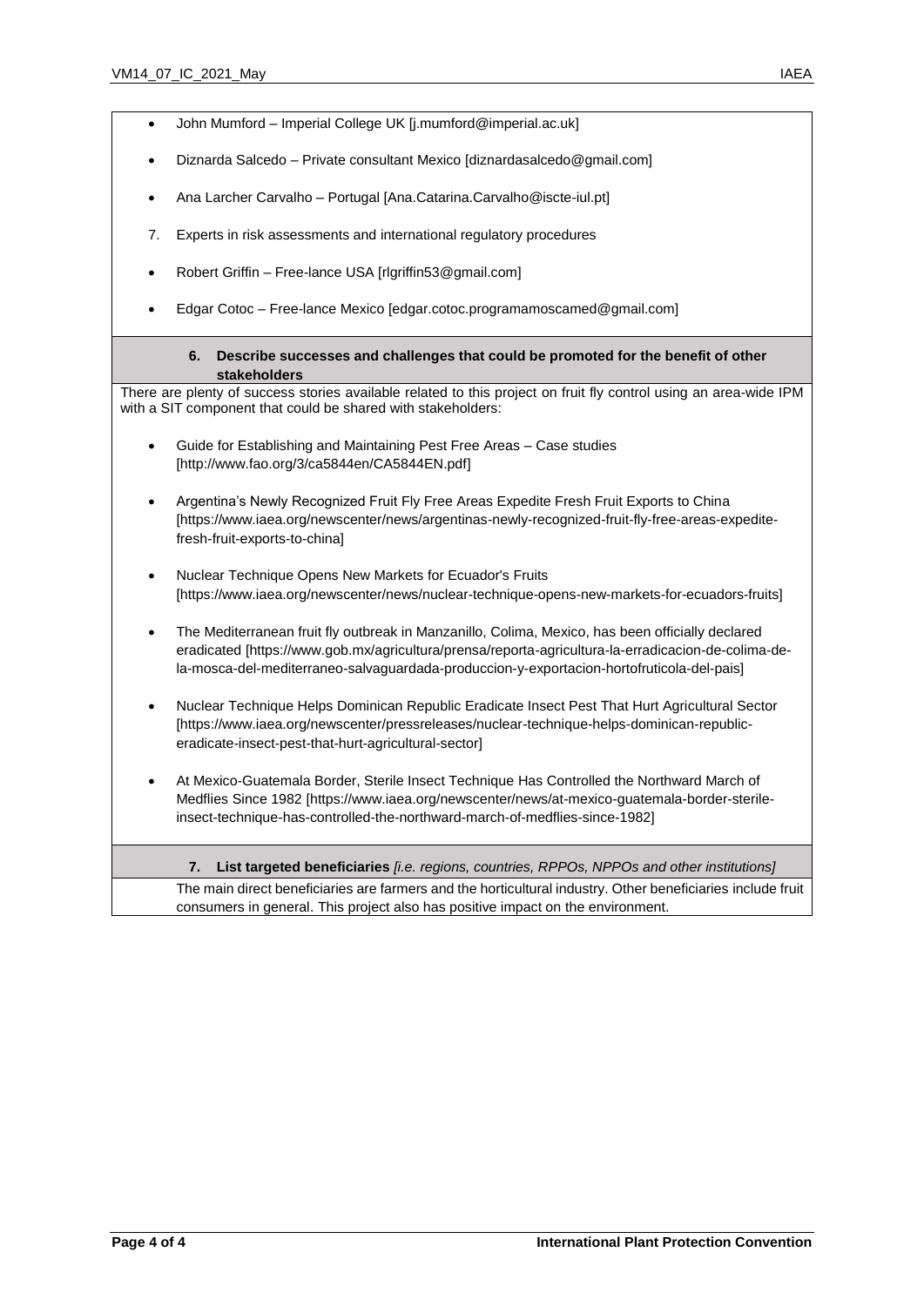- John Mumford – Imperial College UK [j.mumford@imperial.ac.uk]
- Diznarda Salcedo – Private consultant Mexico [diznardasalcedo@gmail.com]
- Ana Larcher Carvalho – Portugal [Ana.Catarina.Carvalho@iscte-iul.pt]

7. Experts in risk assessments and international regulatory procedures

- Robert Griffin – Free-lance USA [rlgriffin53@gmail.com]
- Edgar Cotoc – Free-lance Mexico [edgar.cotoc.programamoscamed@gmail.com]

### 6. Describe successes and challenges that could be promoted for the benefit of other stakeholders

There are plenty of success stories available related to this project on fruit fly control using an area-wide IPM with a SIT component that could be shared with stakeholders:

- Guide for Establishing and Maintaining Pest Free Areas – Case studies [http://www.fao.org/3/ca5844en/CA5844EN.pdf]
- Argentina's Newly Recognized Fruit Fly Free Areas Expedite Fresh Fruit Exports to China [https://www.iaea.org/newscenter/news/argentinas-newly-recognized-fruit-fly-free-areas-expedite-fresh-fruit-exports-to-china]
- Nuclear Technique Opens New Markets for Ecuador's Fruits [https://www.iaea.org/newscenter/news/nuclear-technique-opens-new-markets-for-ecuadors-fruits]
- The Mediterranean fruit fly outbreak in Manzanillo, Colima, Mexico, has been officially declared eradicated [https://www.gob.mx/agricultura/prensa/reporta-agricultura-la-erradicacion-de-colima-de-la-mosca-del-mediterraneo-salvaguardada-produccion-y-exportacion-hortofruticola-del-pais]
- Nuclear Technique Helps Dominican Republic Eradicate Insect Pest That Hurt Agricultural Sector [https://www.iaea.org/newscenter/pressreleases/nuclear-technique-helps-dominican-republic-eradicate-insect-pest-that-hurt-agricultural-sector]
- At Mexico-Guatemala Border, Sterile Insect Technique Has Controlled the Northward March of Medflies Since 1982 [https://www.iaea.org/newscenter/news/at-mexico-guatemala-border-sterile-insect-technique-has-controlled-the-northward-march-of-medflies-since-1982]

### 7. List targeted beneficiaries *[i.e. regions, countries, RPPOs, NPPOs and other institutions]*

The main direct beneficiaries are farmers and the horticultural industry. Other beneficiaries include fruit consumers in general. This project also has positive impact on the environment.